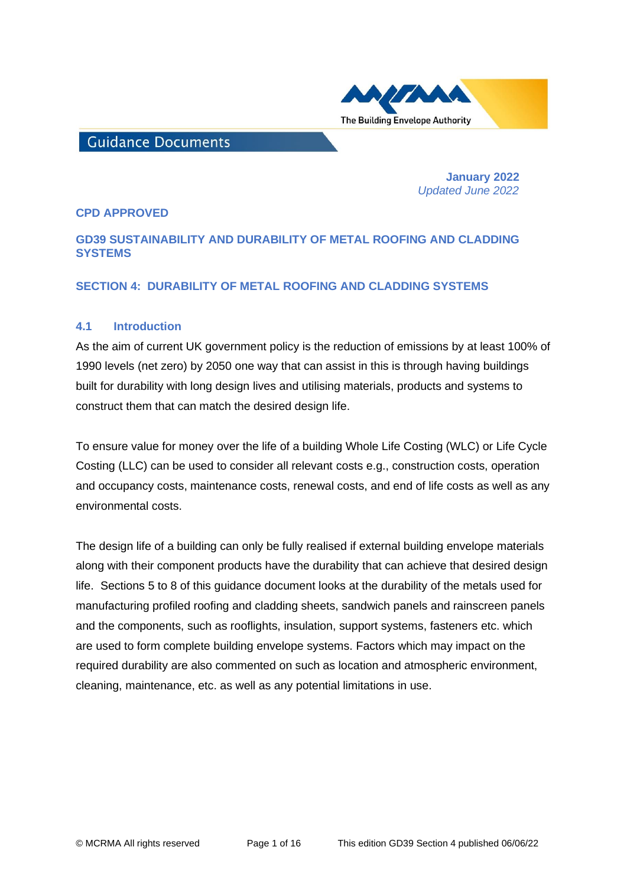Guidance Documents

**January 2022**
*Updated June 2022*

**CPD APPROVED**

# GD39 SUSTAINABILITY AND DURABILITY OF METAL ROOFING AND CLADDING SYSTEMS

## SECTION 4: DURABILITY OF METAL ROOFING AND CLADDING SYSTEMS

### 4.1 Introduction

As the aim of current UK government policy is the reduction of emissions by at least 100% of 1990 levels (net zero) by 2050 one way that can assist in this is through having buildings built for durability with long design lives and utilising materials, products and systems to construct them that can match the desired design life.

To ensure value for money over the life of a building Whole Life Costing (WLC) or Life Cycle Costing (LLC) can be used to consider all relevant costs e.g., construction costs, operation and occupancy costs, maintenance costs, renewal costs, and end of life costs as well as any environmental costs.

The design life of a building can only be fully realised if external building envelope materials along with their component products have the durability that can achieve that desired design life. Sections 5 to 8 of this guidance document looks at the durability of the metals used for manufacturing profiled roofing and cladding sheets, sandwich panels and rainscreen panels and the components, such as rooflights, insulation, support systems, fasteners etc. which are used to form complete building envelope systems. Factors which may impact on the required durability are also commented on such as location and atmospheric environment, cleaning, maintenance, etc. as well as any potential limitations in use.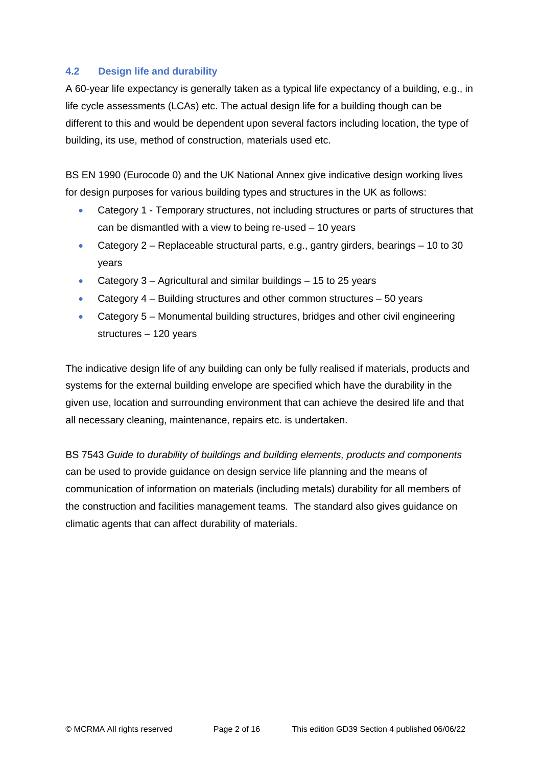### 4.2 Design life and durability

A 60-year life expectancy is generally taken as a typical life expectancy of a building, e.g., in life cycle assessments (LCAs) etc. The actual design life for a building though can be different to this and would be dependent upon several factors including location, the type of building, its use, method of construction, materials used etc.

BS EN 1990 (Eurocode 0) and the UK National Annex give indicative design working lives for design purposes for various building types and structures in the UK as follows:

- Category 1 - Temporary structures, not including structures or parts of structures that can be dismantled with a view to being re-used – 10 years
- Category 2 – Replaceable structural parts, e.g., gantry girders, bearings – 10 to 30 years
- Category 3 – Agricultural and similar buildings – 15 to 25 years
- Category 4 – Building structures and other common structures – 50 years
- Category 5 – Monumental building structures, bridges and other civil engineering structures – 120 years

The indicative design life of any building can only be fully realised if materials, products and systems for the external building envelope are specified which have the durability in the given use, location and surrounding environment that can achieve the desired life and that all necessary cleaning, maintenance, repairs etc. is undertaken.

BS 7543 *Guide to durability of buildings and building elements, products and components* can be used to provide guidance on design service life planning and the means of communication of information on materials (including metals) durability for all members of the construction and facilities management teams. The standard also gives guidance on climatic agents that can affect durability of materials.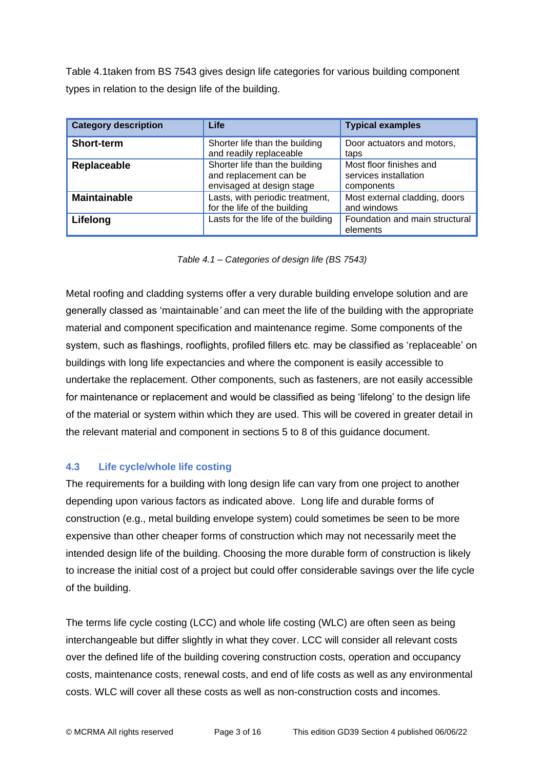Table 4.1taken from BS 7543 gives design life categories for various building component types in relation to the design life of the building.

| Category description | Life | Typical examples |
|---|---|---|
| **Short-term** | Shorter life than the building and readily replaceable | Door actuators and motors, taps |
| **Replaceable** | Shorter life than the building and replacement can be envisaged at design stage | Most floor finishes and services installation components |
| **Maintainable** | Lasts, with periodic treatment, for the life of the building | Most external cladding, doors and windows |
| **Lifelong** | Lasts for the life of the building | Foundation and main structural elements |

*Table 4.1 – Categories of design life (BS 7543)*

Metal roofing and cladding systems offer a very durable building envelope solution and are generally classed as 'maintainable' and can meet the life of the building with the appropriate material and component specification and maintenance regime. Some components of the system, such as flashings, rooflights, profiled fillers etc. may be classified as 'replaceable' on buildings with long life expectancies and where the component is easily accessible to undertake the replacement. Other components, such as fasteners, are not easily accessible for maintenance or replacement and would be classified as being 'lifelong' to the design life of the material or system within which they are used. This will be covered in greater detail in the relevant material and component in sections 5 to 8 of this guidance document.

### 4.3 Life cycle/whole life costing

The requirements for a building with long design life can vary from one project to another depending upon various factors as indicated above. Long life and durable forms of construction (e.g., metal building envelope system) could sometimes be seen to be more expensive than other cheaper forms of construction which may not necessarily meet the intended design life of the building. Choosing the more durable form of construction is likely to increase the initial cost of a project but could offer considerable savings over the life cycle of the building.

The terms life cycle costing (LCC) and whole life costing (WLC) are often seen as being interchangeable but differ slightly in what they cover. LCC will consider all relevant costs over the defined life of the building covering construction costs, operation and occupancy costs, maintenance costs, renewal costs, and end of life costs as well as any environmental costs. WLC will cover all these costs as well as non-construction costs and incomes.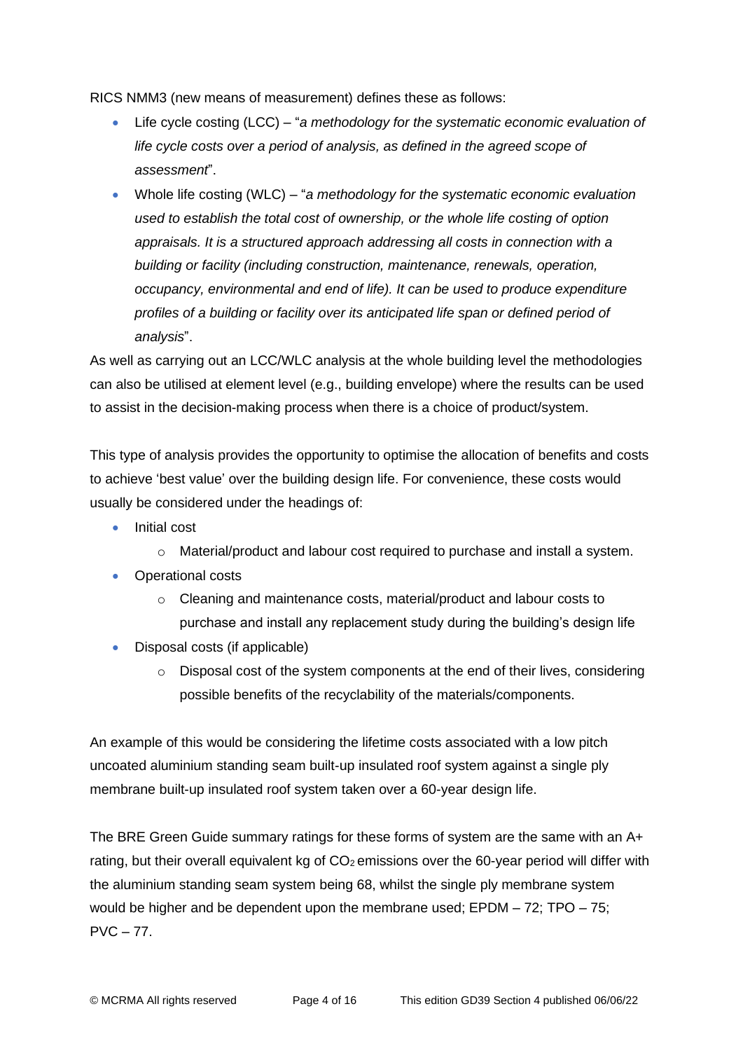RICS NMM3 (new means of measurement) defines these as follows:

- Life cycle costing (LCC) – "*a methodology for the systematic economic evaluation of life cycle costs over a period of analysis, as defined in the agreed scope of assessment*".
- Whole life costing (WLC) – "*a methodology for the systematic economic evaluation used to establish the total cost of ownership, or the whole life costing of option appraisals. It is a structured approach addressing all costs in connection with a building or facility (including construction, maintenance, renewals, operation, occupancy, environmental and end of life). It can be used to produce expenditure profiles of a building or facility over its anticipated life span or defined period of analysis*".

As well as carrying out an LCC/WLC analysis at the whole building level the methodologies can also be utilised at element level (e.g., building envelope) where the results can be used to assist in the decision-making process when there is a choice of product/system.

This type of analysis provides the opportunity to optimise the allocation of benefits and costs to achieve 'best value' over the building design life. For convenience, these costs would usually be considered under the headings of:

- Initial cost
  - Material/product and labour cost required to purchase and install a system.
- Operational costs
  - Cleaning and maintenance costs, material/product and labour costs to purchase and install any replacement study during the building's design life
- Disposal costs (if applicable)
  - Disposal cost of the system components at the end of their lives, considering possible benefits of the recyclability of the materials/components.

An example of this would be considering the lifetime costs associated with a low pitch uncoated aluminium standing seam built-up insulated roof system against a single ply membrane built-up insulated roof system taken over a 60-year design life.

The BRE Green Guide summary ratings for these forms of system are the same with an A+ rating, but their overall equivalent kg of $CO_2$ emissions over the 60-year period will differ with the aluminium standing seam system being 68, whilst the single ply membrane system would be higher and be dependent upon the membrane used; EPDM – 72; TPO – 75; PVC – 77.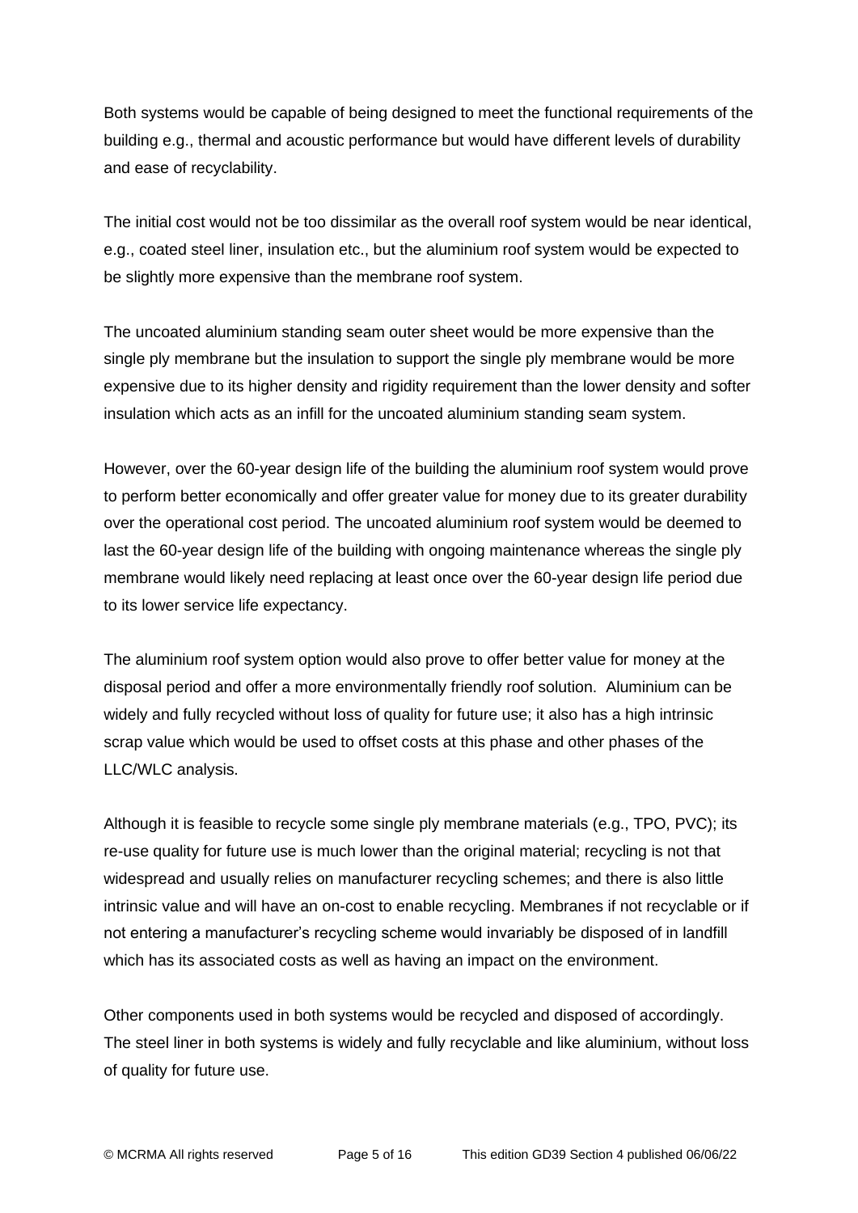Both systems would be capable of being designed to meet the functional requirements of the building e.g., thermal and acoustic performance but would have different levels of durability and ease of recyclability.

The initial cost would not be too dissimilar as the overall roof system would be near identical, e.g., coated steel liner, insulation etc., but the aluminium roof system would be expected to be slightly more expensive than the membrane roof system.

The uncoated aluminium standing seam outer sheet would be more expensive than the single ply membrane but the insulation to support the single ply membrane would be more expensive due to its higher density and rigidity requirement than the lower density and softer insulation which acts as an infill for the uncoated aluminium standing seam system.

However, over the 60-year design life of the building the aluminium roof system would prove to perform better economically and offer greater value for money due to its greater durability over the operational cost period. The uncoated aluminium roof system would be deemed to last the 60-year design life of the building with ongoing maintenance whereas the single ply membrane would likely need replacing at least once over the 60-year design life period due to its lower service life expectancy.

The aluminium roof system option would also prove to offer better value for money at the disposal period and offer a more environmentally friendly roof solution. Aluminium can be widely and fully recycled without loss of quality for future use; it also has a high intrinsic scrap value which would be used to offset costs at this phase and other phases of the LLC/WLC analysis.

Although it is feasible to recycle some single ply membrane materials (e.g., TPO, PVC); its re-use quality for future use is much lower than the original material; recycling is not that widespread and usually relies on manufacturer recycling schemes; and there is also little intrinsic value and will have an on-cost to enable recycling. Membranes if not recyclable or if not entering a manufacturer's recycling scheme would invariably be disposed of in landfill which has its associated costs as well as having an impact on the environment.

Other components used in both systems would be recycled and disposed of accordingly. The steel liner in both systems is widely and fully recyclable and like aluminium, without loss of quality for future use.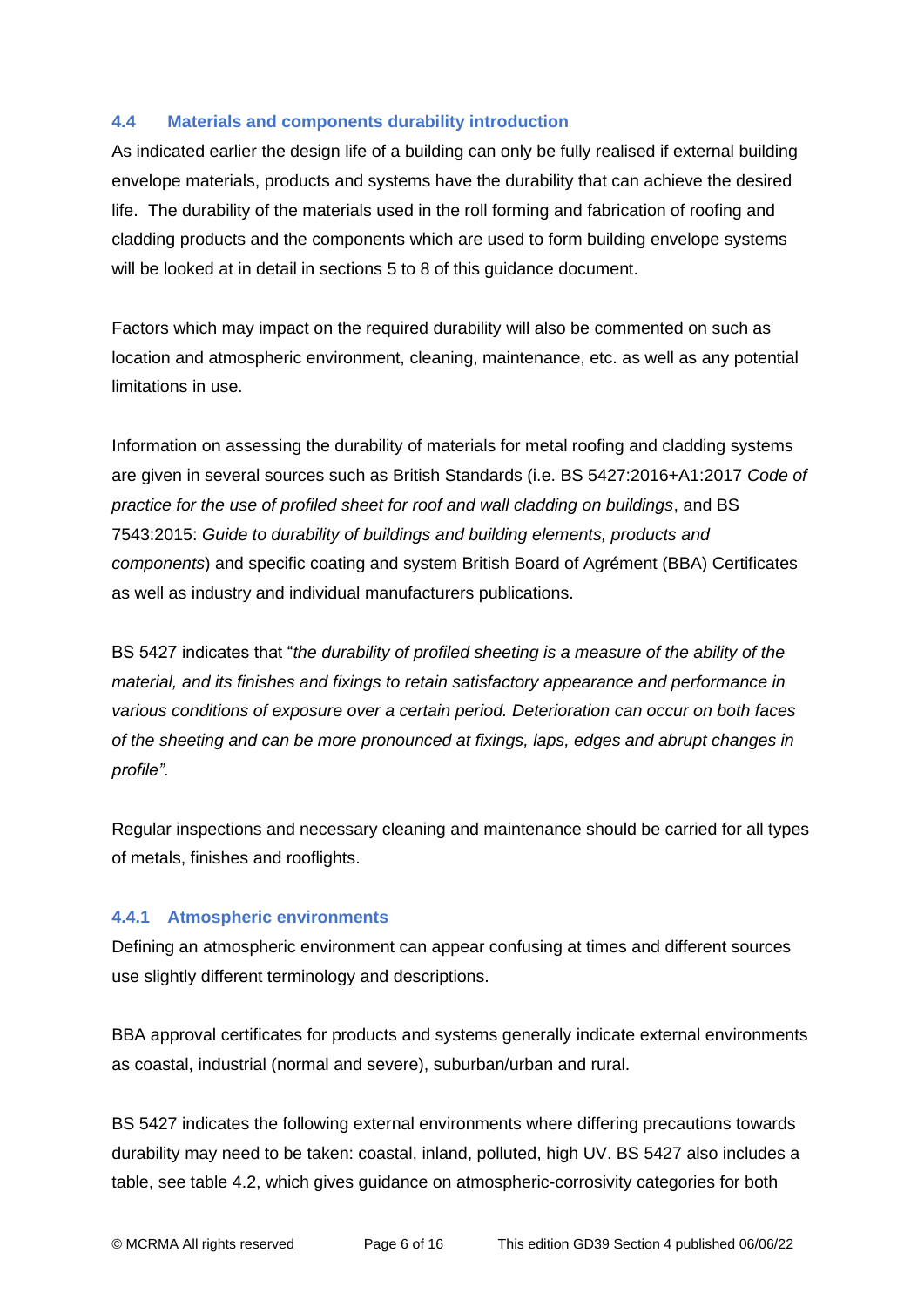### 4.4 Materials and components durability introduction

As indicated earlier the design life of a building can only be fully realised if external building envelope materials, products and systems have the durability that can achieve the desired life. The durability of the materials used in the roll forming and fabrication of roofing and cladding products and the components which are used to form building envelope systems will be looked at in detail in sections 5 to 8 of this guidance document.

Factors which may impact on the required durability will also be commented on such as location and atmospheric environment, cleaning, maintenance, etc. as well as any potential limitations in use.

Information on assessing the durability of materials for metal roofing and cladding systems are given in several sources such as British Standards (i.e. BS 5427:2016+A1:2017 *Code of practice for the use of profiled sheet for roof and wall cladding on buildings*, and BS 7543:2015: *Guide to durability of buildings and building elements, products and components*) and specific coating and system British Board of Agrément (BBA) Certificates as well as industry and individual manufacturers publications.

BS 5427 indicates that "*the durability of profiled sheeting is a measure of the ability of the material, and its finishes and fixings to retain satisfactory appearance and performance in various conditions of exposure over a certain period. Deterioration can occur on both faces of the sheeting and can be more pronounced at fixings, laps, edges and abrupt changes in profile".*

Regular inspections and necessary cleaning and maintenance should be carried for all types of metals, finishes and rooflights.

#### 4.4.1 Atmospheric environments

Defining an atmospheric environment can appear confusing at times and different sources use slightly different terminology and descriptions.

BBA approval certificates for products and systems generally indicate external environments as coastal, industrial (normal and severe), suburban/urban and rural.

BS 5427 indicates the following external environments where differing precautions towards durability may need to be taken: coastal, inland, polluted, high UV. BS 5427 also includes a table, see table 4.2, which gives guidance on atmospheric-corrosivity categories for both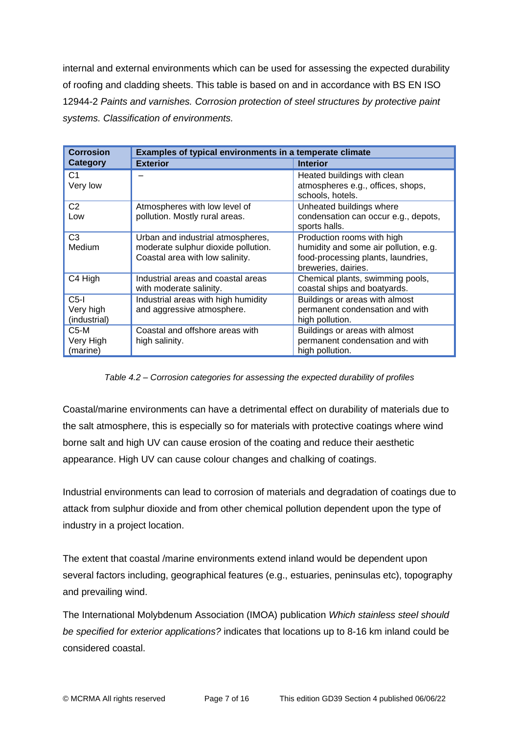internal and external environments which can be used for assessing the expected durability of roofing and cladding sheets. This table is based on and in accordance with BS EN ISO 12944-2 *Paints and varnishes. Corrosion protection of steel structures by protective paint systems. Classification of environments.*

| Corrosion Category | Examples of typical environments in a temperate climate | |
|---|---|---|
| | **Exterior** | **Interior** |
| C1 Very low | – | Heated buildings with clean atmospheres e.g., offices, shops, schools, hotels. |
| C2 Low | Atmospheres with low level of pollution. Mostly rural areas. | Unheated buildings where condensation can occur e.g., depots, sports halls. |
| C3 Medium | Urban and industrial atmospheres, moderate sulphur dioxide pollution. Coastal area with low salinity. | Production rooms with high humidity and some air pollution, e.g. food-processing plants, laundries, breweries, dairies. |
| C4 High | Industrial areas and coastal areas with moderate salinity. | Chemical plants, swimming pools, coastal ships and boatyards. |
| C5-I Very high (industrial) | Industrial areas with high humidity and aggressive atmosphere. | Buildings or areas with almost permanent condensation and with high pollution. |
| C5-M Very High (marine) | Coastal and offshore areas with high salinity. | Buildings or areas with almost permanent condensation and with high pollution. |

*Table 4.2 – Corrosion categories for assessing the expected durability of profiles*

Coastal/marine environments can have a detrimental effect on durability of materials due to the salt atmosphere, this is especially so for materials with protective coatings where wind borne salt and high UV can cause erosion of the coating and reduce their aesthetic appearance. High UV can cause colour changes and chalking of coatings.

Industrial environments can lead to corrosion of materials and degradation of coatings due to attack from sulphur dioxide and from other chemical pollution dependent upon the type of industry in a project location.

The extent that coastal /marine environments extend inland would be dependent upon several factors including, geographical features (e.g., estuaries, peninsulas etc), topography and prevailing wind.

The International Molybdenum Association (IMOA) publication *Which stainless steel should be specified for exterior applications?* indicates that locations up to 8-16 km inland could be considered coastal.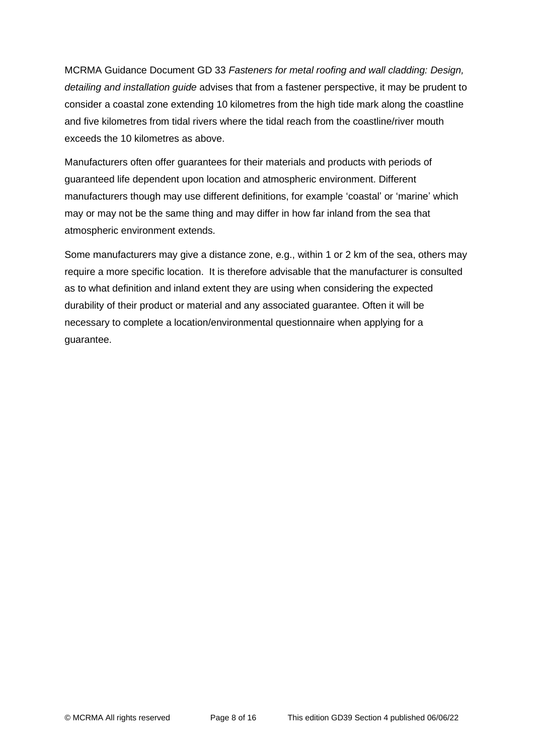MCRMA Guidance Document GD 33 *Fasteners for metal roofing and wall cladding: Design, detailing and installation guide* advises that from a fastener perspective, it may be prudent to consider a coastal zone extending 10 kilometres from the high tide mark along the coastline and five kilometres from tidal rivers where the tidal reach from the coastline/river mouth exceeds the 10 kilometres as above.

Manufacturers often offer guarantees for their materials and products with periods of guaranteed life dependent upon location and atmospheric environment. Different manufacturers though may use different definitions, for example 'coastal' or 'marine' which may or may not be the same thing and may differ in how far inland from the sea that atmospheric environment extends.

Some manufacturers may give a distance zone, e.g., within 1 or 2 km of the sea, others may require a more specific location. It is therefore advisable that the manufacturer is consulted as to what definition and inland extent they are using when considering the expected durability of their product or material and any associated guarantee. Often it will be necessary to complete a location/environmental questionnaire when applying for a guarantee.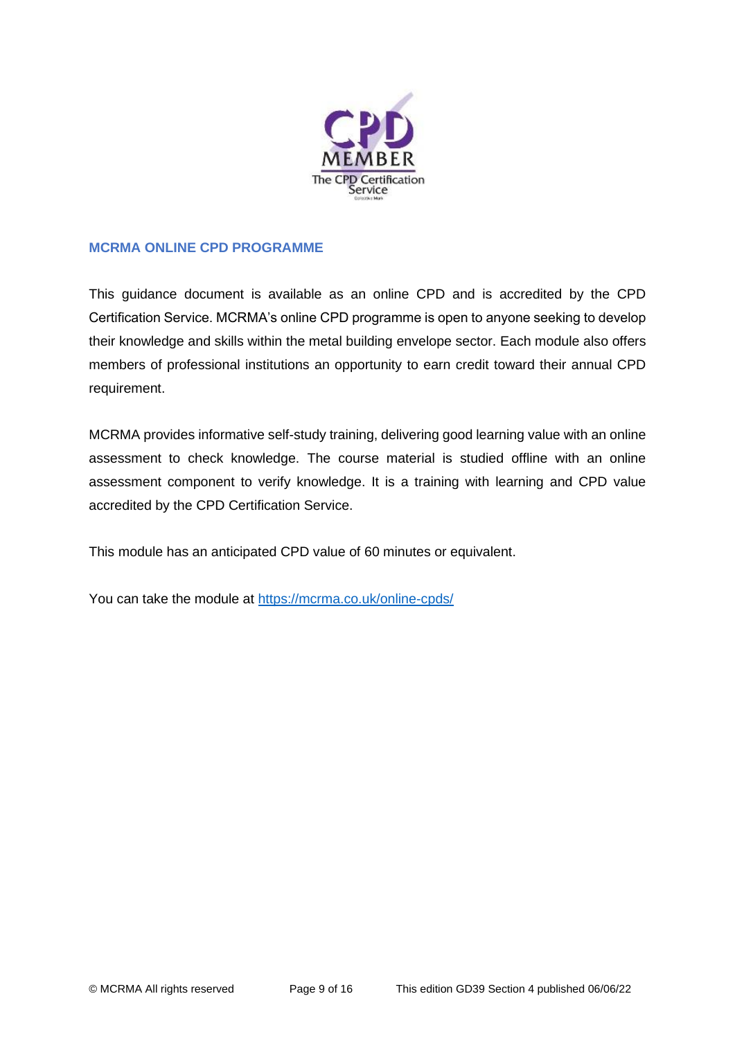## MCRMA ONLINE CPD PROGRAMME

This guidance document is available as an online CPD and is accredited by the CPD Certification Service. MCRMA's online CPD programme is open to anyone seeking to develop their knowledge and skills within the metal building envelope sector. Each module also offers members of professional institutions an opportunity to earn credit toward their annual CPD requirement.

MCRMA provides informative self-study training, delivering good learning value with an online assessment to check knowledge. The course material is studied offline with an online assessment component to verify knowledge. It is a training with learning and CPD value accredited by the CPD Certification Service.

This module has an anticipated CPD value of 60 minutes or equivalent.

You can take the module at https://mcrma.co.uk/online-cpds/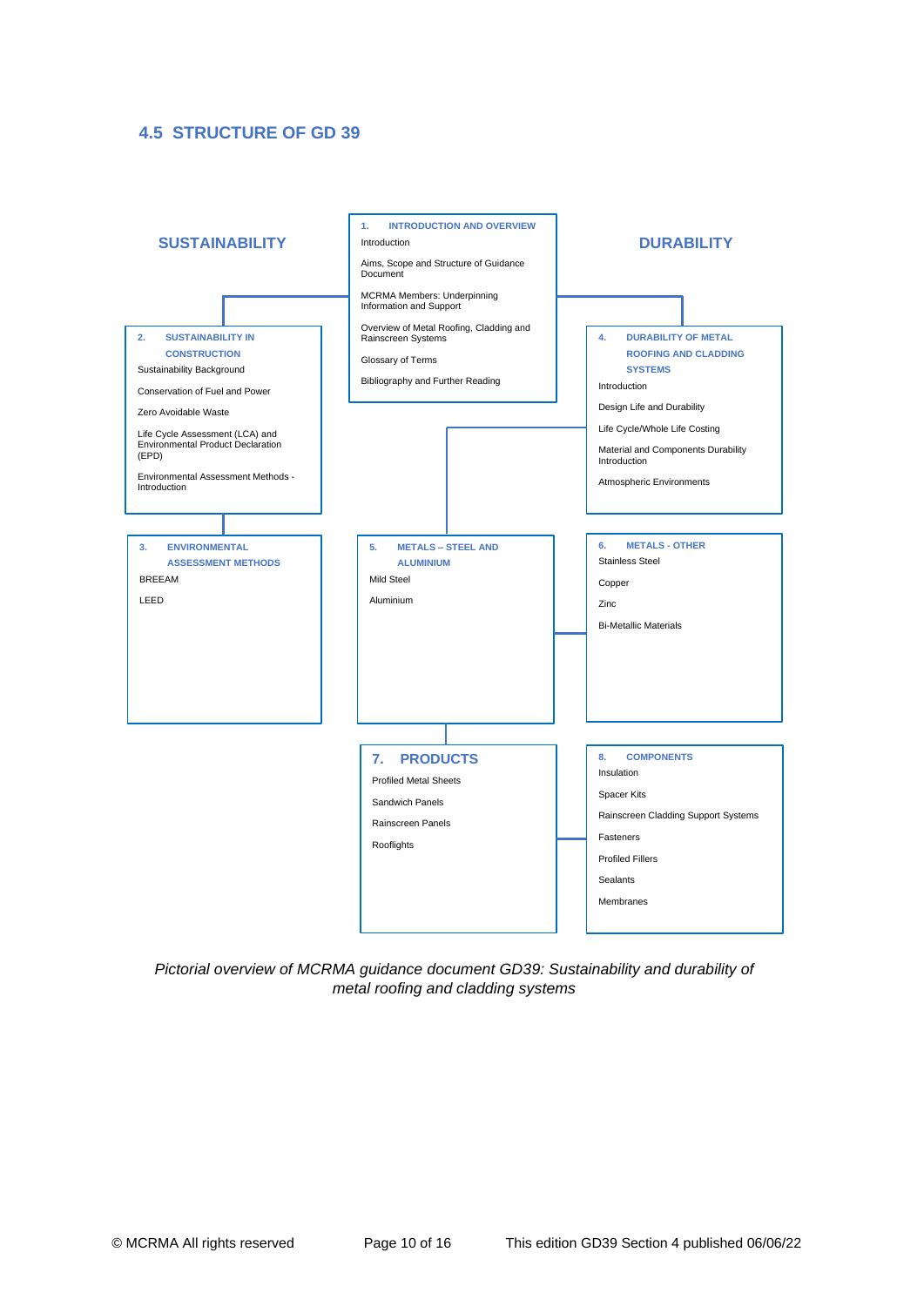## 4.5 STRUCTURE OF GD 39

**SUSTAINABILITY**

**DURABILITY**

**1. INTRODUCTION AND OVERVIEW**

- Introduction
- Aims, Scope and Structure of Guidance Document
- MCRMA Members: Underpinning Information and Support
- Overview of Metal Roofing, Cladding and Rainscreen Systems
- Glossary of Terms
- Bibliography and Further Reading

**2. SUSTAINABILITY IN CONSTRUCTION**

- Sustainability Background
- Conservation of Fuel and Power
- Zero Avoidable Waste
- Life Cycle Assessment (LCA) and Environmental Product Declaration (EPD)
- Environmental Assessment Methods - Introduction

**3. ENVIRONMENTAL ASSESSMENT METHODS**

- BREEAM
- LEED

**4. DURABILITY OF METAL ROOFING AND CLADDING SYSTEMS**

- Introduction
- Design Life and Durability
- Life Cycle/Whole Life Costing
- Material and Components Durability Introduction
- Atmospheric Environments

**5. METALS – STEEL AND ALUMINIUM**

- Mild Steel
- Aluminium

**6. METALS - OTHER**

- Stainless Steel
- Copper
- Zinc
- Bi-Metallic Materials

**7. PRODUCTS**

- Profiled Metal Sheets
- Sandwich Panels
- Rainscreen Panels
- Rooflights

**8. COMPONENTS**

- Insulation
- Spacer Kits
- Rainscreen Cladding Support Systems
- Fasteners
- Profiled Fillers
- Sealants
- Membranes

*Pictorial overview of MCRMA guidance document GD39: Sustainability and durability of metal roofing and cladding systems*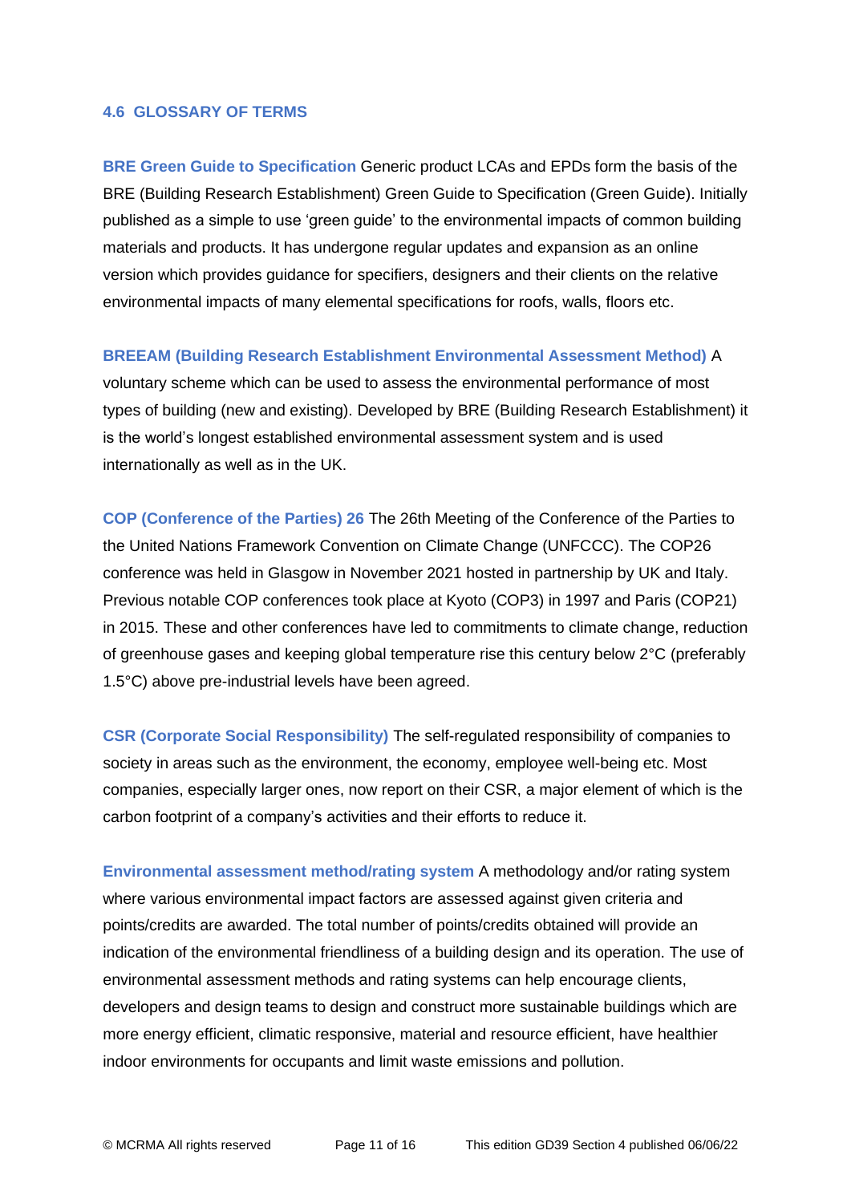## 4.6 GLOSSARY OF TERMS

**BRE Green Guide to Specification** Generic product LCAs and EPDs form the basis of the BRE (Building Research Establishment) Green Guide to Specification (Green Guide). Initially published as a simple to use 'green guide' to the environmental impacts of common building materials and products. It has undergone regular updates and expansion as an online version which provides guidance for specifiers, designers and their clients on the relative environmental impacts of many elemental specifications for roofs, walls, floors etc.

**BREEAM (Building Research Establishment Environmental Assessment Method)** A voluntary scheme which can be used to assess the environmental performance of most types of building (new and existing). Developed by BRE (Building Research Establishment) it is the world's longest established environmental assessment system and is used internationally as well as in the UK.

**COP (Conference of the Parties) 26** The 26th Meeting of the Conference of the Parties to the United Nations Framework Convention on Climate Change (UNFCCC). The COP26 conference was held in Glasgow in November 2021 hosted in partnership by UK and Italy. Previous notable COP conferences took place at Kyoto (COP3) in 1997 and Paris (COP21) in 2015. These and other conferences have led to commitments to climate change, reduction of greenhouse gases and keeping global temperature rise this century below 2°C (preferably 1.5°C) above pre-industrial levels have been agreed.

**CSR (Corporate Social Responsibility)** The self-regulated responsibility of companies to society in areas such as the environment, the economy, employee well-being etc. Most companies, especially larger ones, now report on their CSR, a major element of which is the carbon footprint of a company's activities and their efforts to reduce it.

**Environmental assessment method/rating system** A methodology and/or rating system where various environmental impact factors are assessed against given criteria and points/credits are awarded. The total number of points/credits obtained will provide an indication of the environmental friendliness of a building design and its operation. The use of environmental assessment methods and rating systems can help encourage clients, developers and design teams to design and construct more sustainable buildings which are more energy efficient, climatic responsive, material and resource efficient, have healthier indoor environments for occupants and limit waste emissions and pollution.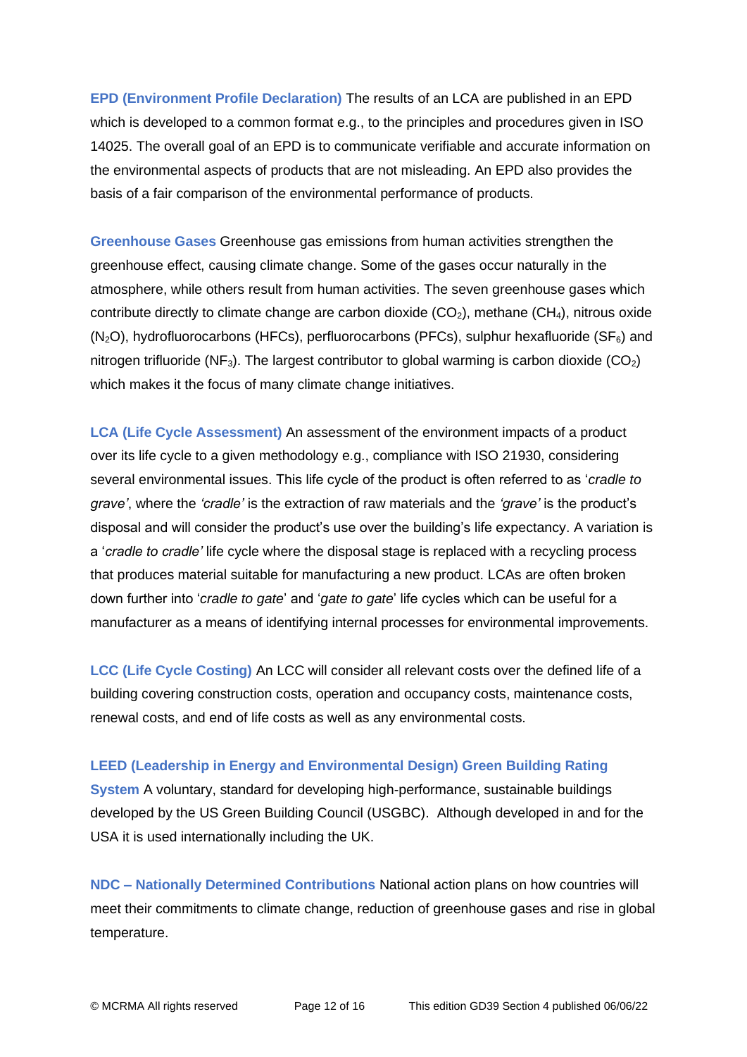**EPD (Environment Profile Declaration)** The results of an LCA are published in an EPD which is developed to a common format e.g., to the principles and procedures given in ISO 14025. The overall goal of an EPD is to communicate verifiable and accurate information on the environmental aspects of products that are not misleading. An EPD also provides the basis of a fair comparison of the environmental performance of products.

**Greenhouse Gases** Greenhouse gas emissions from human activities strengthen the greenhouse effect, causing climate change. Some of the gases occur naturally in the atmosphere, while others result from human activities. The seven greenhouse gases which contribute directly to climate change are carbon dioxide ($CO_2$), methane ($CH_4$), nitrous oxide ($N_2O$), hydrofluorocarbons (HFCs), perfluorocarbons (PFCs), sulphur hexafluoride ($SF_6$) and nitrogen trifluoride ($NF_3$). The largest contributor to global warming is carbon dioxide ($CO_2$) which makes it the focus of many climate change initiatives.

**LCA (Life Cycle Assessment)** An assessment of the environment impacts of a product over its life cycle to a given methodology e.g., compliance with ISO 21930, considering several environmental issues. This life cycle of the product is often referred to as '*cradle to grave'*, where the *'cradle'* is the extraction of raw materials and the *'grave'* is the product's disposal and will consider the product's use over the building's life expectancy. A variation is a '*cradle to cradle'* life cycle where the disposal stage is replaced with a recycling process that produces material suitable for manufacturing a new product. LCAs are often broken down further into '*cradle to gate*' and '*gate to gate*' life cycles which can be useful for a manufacturer as a means of identifying internal processes for environmental improvements.

**LCC (Life Cycle Costing)** An LCC will consider all relevant costs over the defined life of a building covering construction costs, operation and occupancy costs, maintenance costs, renewal costs, and end of life costs as well as any environmental costs.

**LEED (Leadership in Energy and Environmental Design) Green Building Rating System** A voluntary, standard for developing high-performance, sustainable buildings developed by the US Green Building Council (USGBC). Although developed in and for the USA it is used internationally including the UK.

**NDC – Nationally Determined Contributions** National action plans on how countries will meet their commitments to climate change, reduction of greenhouse gases and rise in global temperature.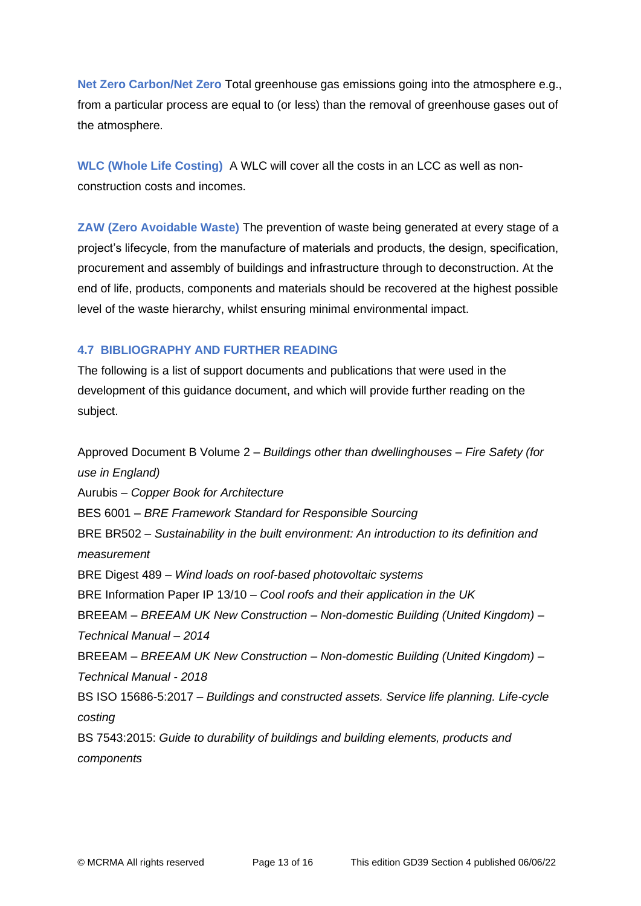**Net Zero Carbon/Net Zero** Total greenhouse gas emissions going into the atmosphere e.g., from a particular process are equal to (or less) than the removal of greenhouse gases out of the atmosphere.

**WLC (Whole Life Costing)** A WLC will cover all the costs in an LCC as well as non-construction costs and incomes.

**ZAW (Zero Avoidable Waste)** The prevention of waste being generated at every stage of a project's lifecycle, from the manufacture of materials and products, the design, specification, procurement and assembly of buildings and infrastructure through to deconstruction. At the end of life, products, components and materials should be recovered at the highest possible level of the waste hierarchy, whilst ensuring minimal environmental impact.

### 4.7 BIBLIOGRAPHY AND FURTHER READING

The following is a list of support documents and publications that were used in the development of this guidance document, and which will provide further reading on the subject.

Approved Document B Volume 2 – *Buildings other than dwellinghouses – Fire Safety (for use in England)*
Aurubis – *Copper Book for Architecture*
BES 6001 – *BRE Framework Standard for Responsible Sourcing*
BRE BR502 – *Sustainability in the built environment: An introduction to its definition and measurement*
BRE Digest 489 – *Wind loads on roof-based photovoltaic systems*
BRE Information Paper IP 13/10 – *Cool roofs and their application in the UK*
BREEAM – *BREEAM UK New Construction – Non-domestic Building (United Kingdom) – Technical Manual – 2014*
BREEAM – *BREEAM UK New Construction – Non-domestic Building (United Kingdom) – Technical Manual - 2018*
BS ISO 15686-5:2017 – *Buildings and constructed assets. Service life planning. Life-cycle costing*
BS 7543:2015: *Guide to durability of buildings and building elements, products and components*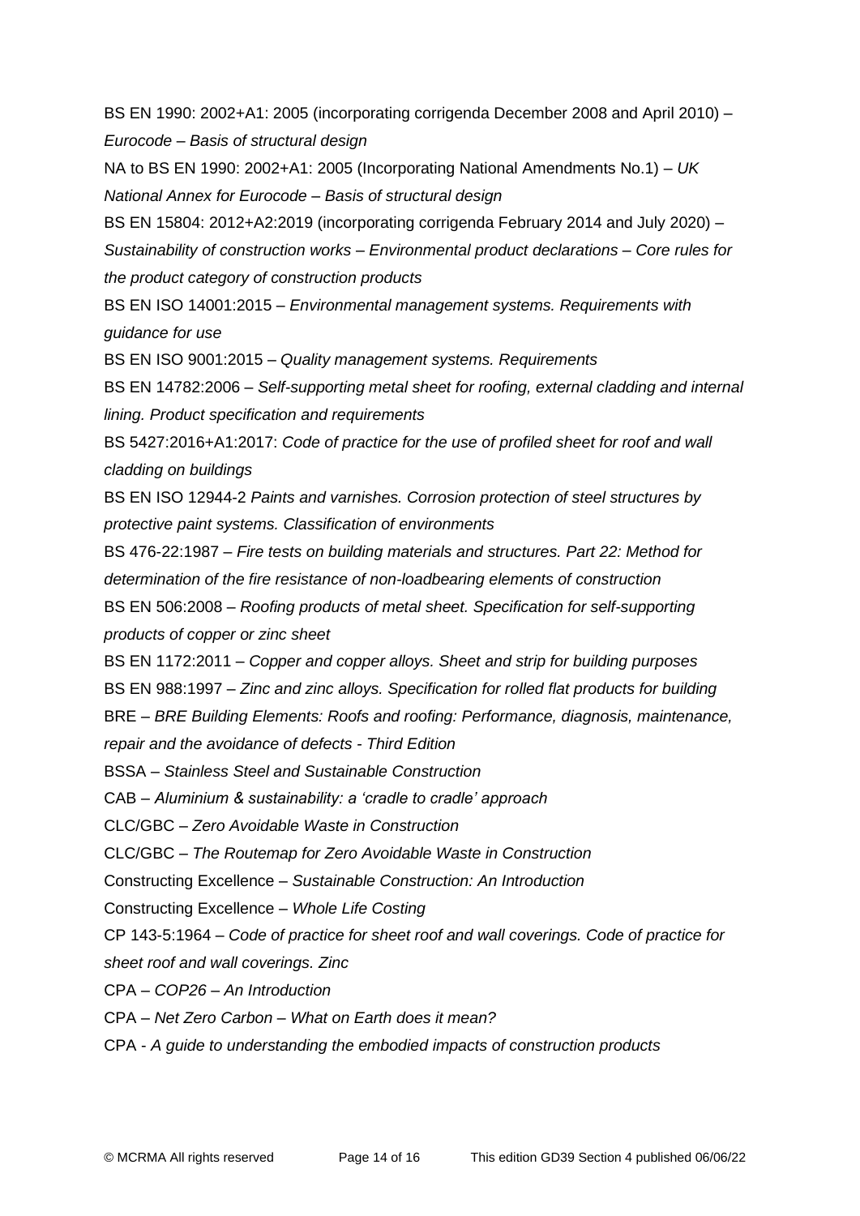BS EN 1990: 2002+A1: 2005 (incorporating corrigenda December 2008 and April 2010) – *Eurocode – Basis of structural design*

NA to BS EN 1990: 2002+A1: 2005 (Incorporating National Amendments No.1) – *UK National Annex for Eurocode – Basis of structural design*

BS EN 15804: 2012+A2:2019 (incorporating corrigenda February 2014 and July 2020) – *Sustainability of construction works – Environmental product declarations – Core rules for the product category of construction products*

BS EN ISO 14001:2015 – *Environmental management systems. Requirements with guidance for use*

BS EN ISO 9001:2015 – *Quality management systems. Requirements*

BS EN 14782:2006 – *Self-supporting metal sheet for roofing, external cladding and internal lining. Product specification and requirements*

BS 5427:2016+A1:2017: *Code of practice for the use of profiled sheet for roof and wall cladding on buildings*

BS EN ISO 12944-2 *Paints and varnishes. Corrosion protection of steel structures by protective paint systems. Classification of environments*

BS 476-22:1987 – *Fire tests on building materials and structures. Part 22: Method for determination of the fire resistance of non-loadbearing elements of construction*

BS EN 506:2008 – *Roofing products of metal sheet. Specification for self-supporting products of copper or zinc sheet*

BS EN 1172:2011 – *Copper and copper alloys. Sheet and strip for building purposes*

BS EN 988:1997 – *Zinc and zinc alloys. Specification for rolled flat products for building*

BRE – *BRE Building Elements: Roofs and roofing: Performance, diagnosis, maintenance, repair and the avoidance of defects - Third Edition*

BSSA – *Stainless Steel and Sustainable Construction*

CAB – *Aluminium & sustainability: a 'cradle to cradle' approach*

CLC/GBC – *Zero Avoidable Waste in Construction*

CLC/GBC – *The Routemap for Zero Avoidable Waste in Construction*

Constructing Excellence – *Sustainable Construction: An Introduction*

Constructing Excellence – *Whole Life Costing*

CP 143-5:1964 – *Code of practice for sheet roof and wall coverings. Code of practice for sheet roof and wall coverings. Zinc*

CPA – *COP26 – An Introduction*

CPA – *Net Zero Carbon – What on Earth does it mean?*

CPA - *A guide to understanding the embodied impacts of construction products*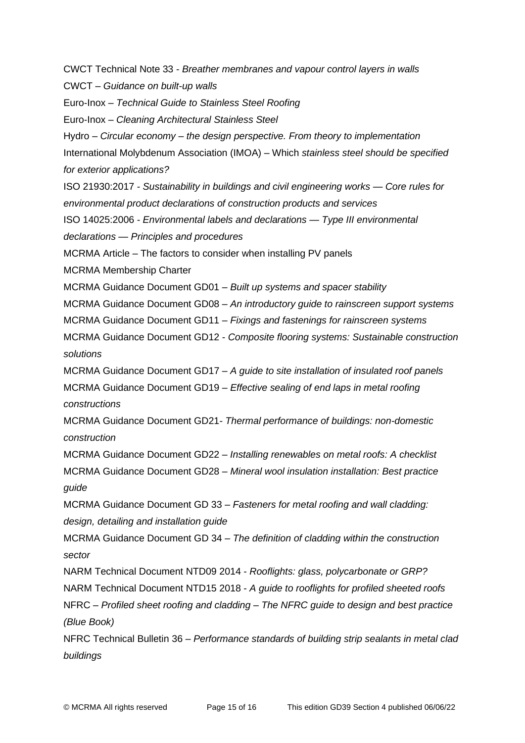CWCT Technical Note 33 - *Breather membranes and vapour control layers in walls*

CWCT – *Guidance on built-up walls*

Euro-Inox – *Technical Guide to Stainless Steel Roofing*

Euro-Inox – *Cleaning Architectural Stainless Steel*

Hydro – *Circular economy – the design perspective. From theory to implementation*

International Molybdenum Association (IMOA) – Which *stainless steel should be specified for exterior applications?*

ISO 21930:2017 - *Sustainability in buildings and civil engineering works — Core rules for environmental product declarations of construction products and services*

ISO 14025:2006 - *Environmental labels and declarations — Type III environmental declarations — Principles and procedures*

MCRMA Article – The factors to consider when installing PV panels

MCRMA Membership Charter

MCRMA Guidance Document GD01 – *Built up systems and spacer stability*

MCRMA Guidance Document GD08 – *An introductory guide to rainscreen support systems*

MCRMA Guidance Document GD11 – *Fixings and fastenings for rainscreen systems*

MCRMA Guidance Document GD12 - *Composite flooring systems: Sustainable construction solutions*

MCRMA Guidance Document GD17 – *A guide to site installation of insulated roof panels*

MCRMA Guidance Document GD19 – *Effective sealing of end laps in metal roofing constructions*

MCRMA Guidance Document GD21- *Thermal performance of buildings: non-domestic construction*

MCRMA Guidance Document GD22 – *Installing renewables on metal roofs: A checklist*

MCRMA Guidance Document GD28 – *Mineral wool insulation installation: Best practice guide*

MCRMA Guidance Document GD 33 – *Fasteners for metal roofing and wall cladding: design, detailing and installation guide*

MCRMA Guidance Document GD 34 – *The definition of cladding within the construction sector*

NARM Technical Document NTD09 2014 - *Rooflights: glass, polycarbonate or GRP?*

NARM Technical Document NTD15 2018 - *A guide to rooflights for profiled sheeted roofs*

NFRC – *Profiled sheet roofing and cladding – The NFRC guide to design and best practice (Blue Book)*

NFRC Technical Bulletin 36 – *Performance standards of building strip sealants in metal clad buildings*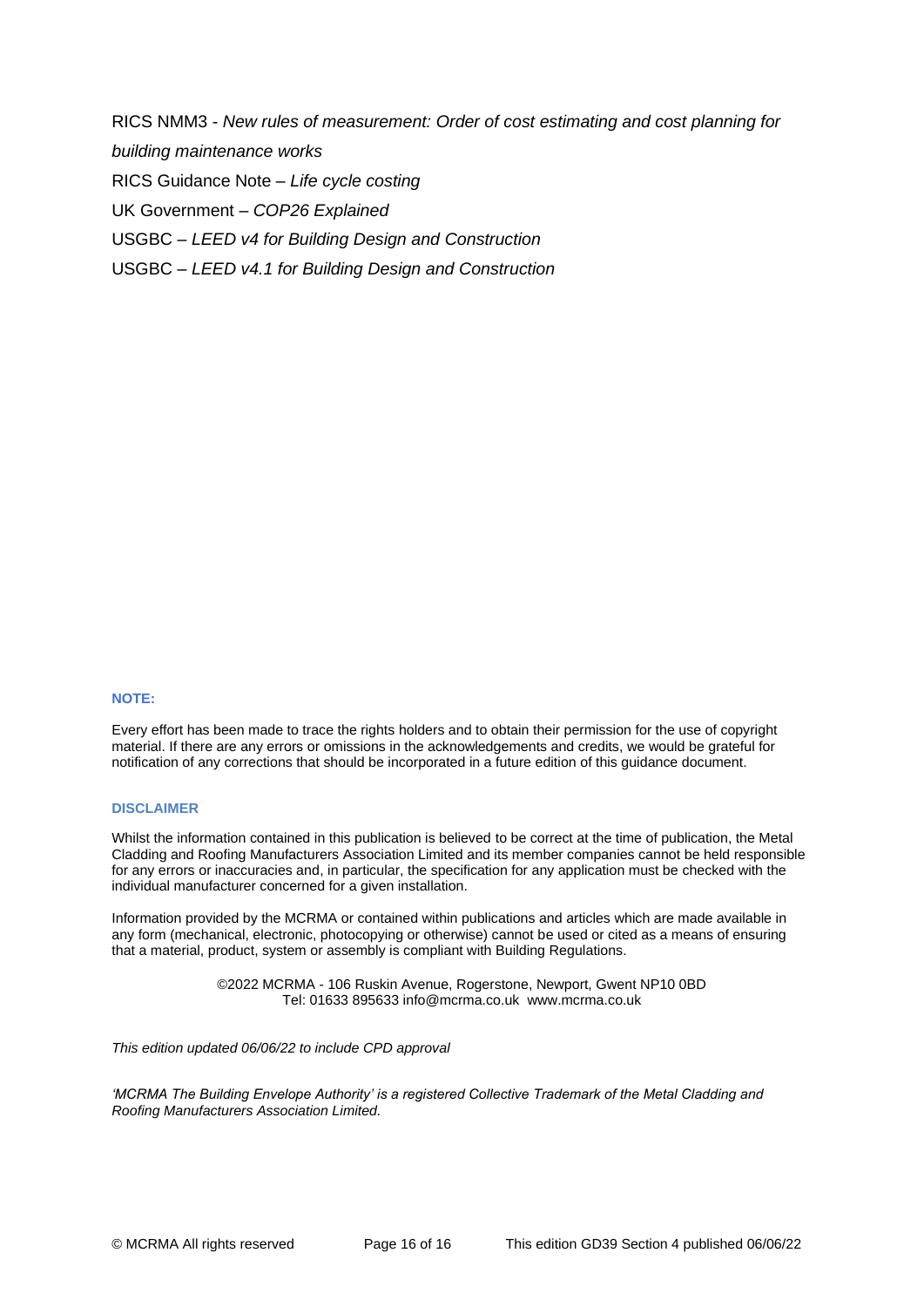RICS NMM3 - *New rules of measurement: Order of cost estimating and cost planning for building maintenance works*

RICS Guidance Note – *Life cycle costing*

UK Government – *COP26 Explained*

USGBC – *LEED v4 for Building Design and Construction*

USGBC – *LEED v4.1 for Building Design and Construction*

**NOTE:**

Every effort has been made to trace the rights holders and to obtain their permission for the use of copyright material. If there are any errors or omissions in the acknowledgements and credits, we would be grateful for notification of any corrections that should be incorporated in a future edition of this guidance document.

**DISCLAIMER**

Whilst the information contained in this publication is believed to be correct at the time of publication, the Metal Cladding and Roofing Manufacturers Association Limited and its member companies cannot be held responsible for any errors or inaccuracies and, in particular, the specification for any application must be checked with the individual manufacturer concerned for a given installation.

Information provided by the MCRMA or contained within publications and articles which are made available in any form (mechanical, electronic, photocopying or otherwise) cannot be used or cited as a means of ensuring that a material, product, system or assembly is compliant with Building Regulations.

©2022 MCRMA - 106 Ruskin Avenue, Rogerstone, Newport, Gwent NP10 0BD
Tel: 01633 895633 info@mcrma.co.uk www.mcrma.co.uk

*This edition updated 06/06/22 to include CPD approval*

*'MCRMA The Building Envelope Authority' is a registered Collective Trademark of the Metal Cladding and Roofing Manufacturers Association Limited.*